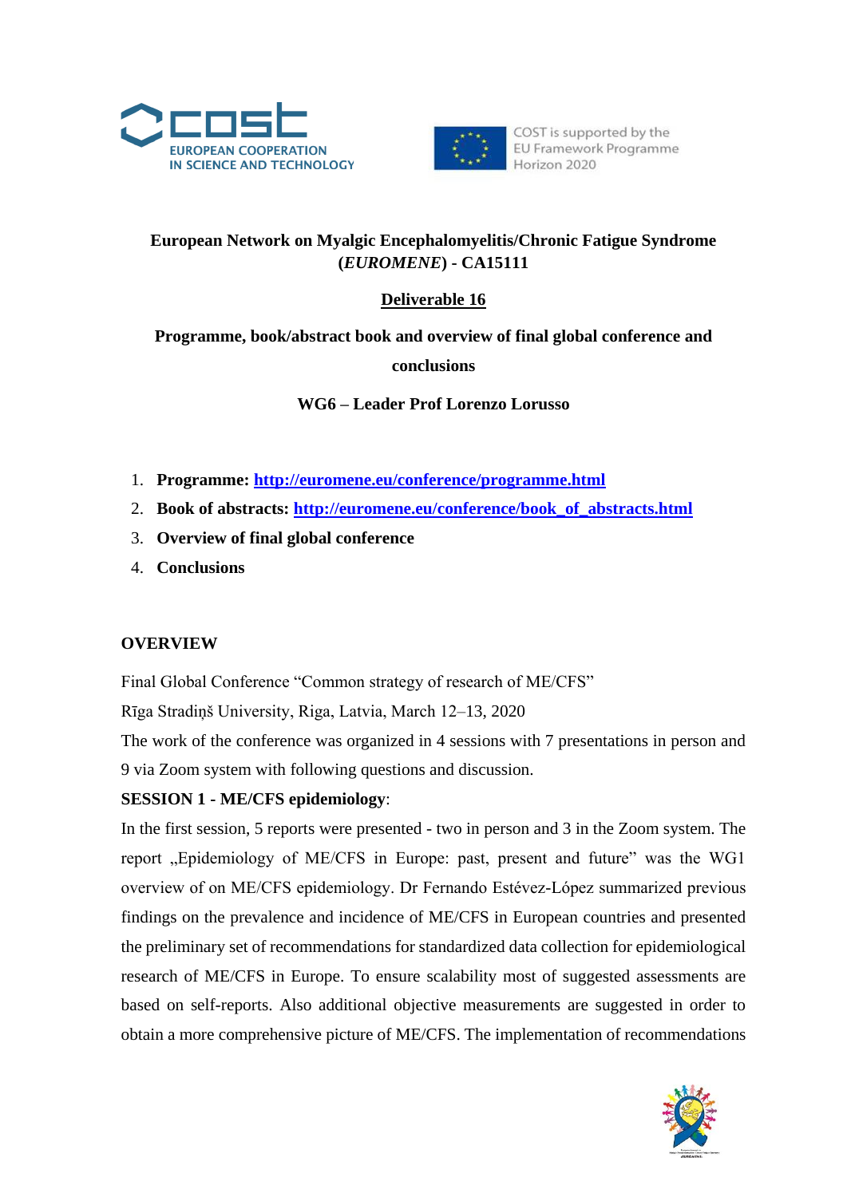**European Network on Myalgic Encephalomyelitis/Chronic Fatigue Syndrome (*EUROMENE*) - CA15111**

**Deliverable 16**

**Programme, book/abstract book and overview of final global conference and conclusions**

**WG6 – Leader Prof Lorenzo Lorusso**

1. **Programme: http://euromene.eu/conference/programme.html**
2. **Book of abstracts: http://euromene.eu/conference/book_of_abstracts.html**
3. **Overview of final global conference**
4. **Conclusions**

## OVERVIEW

Final Global Conference "Common strategy of research of ME/CFS"

Rīga Stradiņš University, Riga, Latvia, March 12–13, 2020

The work of the conference was organized in 4 sessions with 7 presentations in person and 9 via Zoom system with following questions and discussion.

**SESSION 1 - ME/CFS epidemiology**:

In the first session, 5 reports were presented - two in person and 3 in the Zoom system. The report „Epidemiology of ME/CFS in Europe: past, present and future" was the WG1 overview of on ME/CFS epidemiology. Dr Fernando Estévez-López summarized previous findings on the prevalence and incidence of ME/CFS in European countries and presented the preliminary set of recommendations for standardized data collection for epidemiological research of ME/CFS in Europe. To ensure scalability most of suggested assessments are based on self-reports. Also additional objective measurements are suggested in order to obtain a more comprehensive picture of ME/CFS. The implementation of recommendations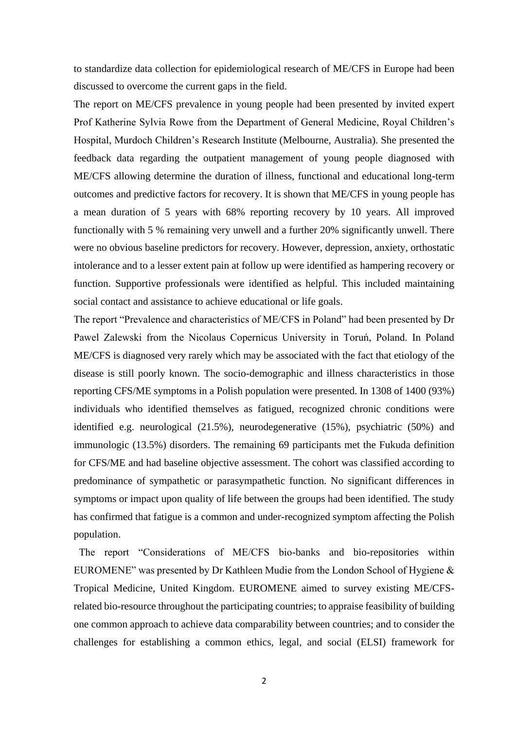to standardize data collection for epidemiological research of ME/CFS in Europe had been discussed to overcome the current gaps in the field.

The report on ME/CFS prevalence in young people had been presented by invited expert Prof Katherine Sylvia Rowe from the Department of General Medicine, Royal Children's Hospital, Murdoch Children's Research Institute (Melbourne, Australia). She presented the feedback data regarding the outpatient management of young people diagnosed with ME/CFS allowing determine the duration of illness, functional and educational long-term outcomes and predictive factors for recovery. It is shown that ME/CFS in young people has a mean duration of 5 years with 68% reporting recovery by 10 years. All improved functionally with 5 % remaining very unwell and a further 20% significantly unwell. There were no obvious baseline predictors for recovery. However, depression, anxiety, orthostatic intolerance and to a lesser extent pain at follow up were identified as hampering recovery or function. Supportive professionals were identified as helpful. This included maintaining social contact and assistance to achieve educational or life goals.

The report "Prevalence and characteristics of ME/CFS in Poland" had been presented by Dr Pawel Zalewski from the Nicolaus Copernicus University in Toruń, Poland. In Poland ME/CFS is diagnosed very rarely which may be associated with the fact that etiology of the disease is still poorly known. The socio-demographic and illness characteristics in those reporting CFS/ME symptoms in a Polish population were presented. In 1308 of 1400 (93%) individuals who identified themselves as fatigued, recognized chronic conditions were identified e.g. neurological (21.5%), neurodegenerative (15%), psychiatric (50%) and immunologic (13.5%) disorders. The remaining 69 participants met the Fukuda definition for CFS/ME and had baseline objective assessment. The cohort was classified according to predominance of sympathetic or parasympathetic function. No significant differences in symptoms or impact upon quality of life between the groups had been identified. The study has confirmed that fatigue is a common and under-recognized symptom affecting the Polish population.

The report "Considerations of ME/CFS bio-banks and bio-repositories within EUROMENE" was presented by Dr Kathleen Mudie from the London School of Hygiene & Tropical Medicine, United Kingdom. EUROMENE aimed to survey existing ME/CFS-related bio-resource throughout the participating countries; to appraise feasibility of building one common approach to achieve data comparability between countries; and to consider the challenges for establishing a common ethics, legal, and social (ELSI) framework for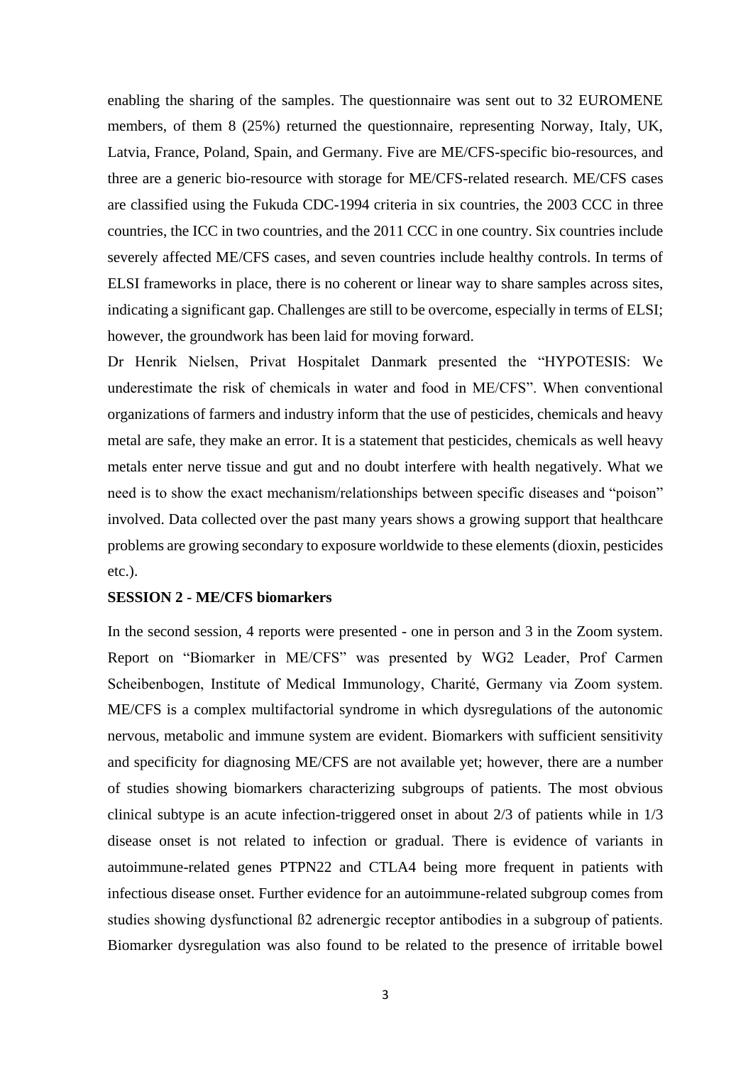enabling the sharing of the samples. The questionnaire was sent out to 32 EUROMENE members, of them 8 (25%) returned the questionnaire, representing Norway, Italy, UK, Latvia, France, Poland, Spain, and Germany. Five are ME/CFS-specific bio-resources, and three are a generic bio-resource with storage for ME/CFS-related research. ME/CFS cases are classified using the Fukuda CDC-1994 criteria in six countries, the 2003 CCC in three countries, the ICC in two countries, and the 2011 CCC in one country. Six countries include severely affected ME/CFS cases, and seven countries include healthy controls. In terms of ELSI frameworks in place, there is no coherent or linear way to share samples across sites, indicating a significant gap. Challenges are still to be overcome, especially in terms of ELSI; however, the groundwork has been laid for moving forward.

Dr Henrik Nielsen, Privat Hospitalet Danmark presented the "HYPOTESIS: We underestimate the risk of chemicals in water and food in ME/CFS". When conventional organizations of farmers and industry inform that the use of pesticides, chemicals and heavy metal are safe, they make an error. It is a statement that pesticides, chemicals as well heavy metals enter nerve tissue and gut and no doubt interfere with health negatively. What we need is to show the exact mechanism/relationships between specific diseases and "poison" involved. Data collected over the past many years shows a growing support that healthcare problems are growing secondary to exposure worldwide to these elements (dioxin, pesticides etc.).

**SESSION 2 - ME/CFS biomarkers**

In the second session, 4 reports were presented - one in person and 3 in the Zoom system. Report on "Biomarker in ME/CFS" was presented by WG2 Leader, Prof Carmen Scheibenbogen, Institute of Medical Immunology, Charité, Germany via Zoom system. ME/CFS is a complex multifactorial syndrome in which dysregulations of the autonomic nervous, metabolic and immune system are evident. Biomarkers with sufficient sensitivity and specificity for diagnosing ME/CFS are not available yet; however, there are a number of studies showing biomarkers characterizing subgroups of patients. The most obvious clinical subtype is an acute infection-triggered onset in about 2/3 of patients while in 1/3 disease onset is not related to infection or gradual. There is evidence of variants in autoimmune-related genes PTPN22 and CTLA4 being more frequent in patients with infectious disease onset. Further evidence for an autoimmune-related subgroup comes from studies showing dysfunctional ß2 adrenergic receptor antibodies in a subgroup of patients. Biomarker dysregulation was also found to be related to the presence of irritable bowel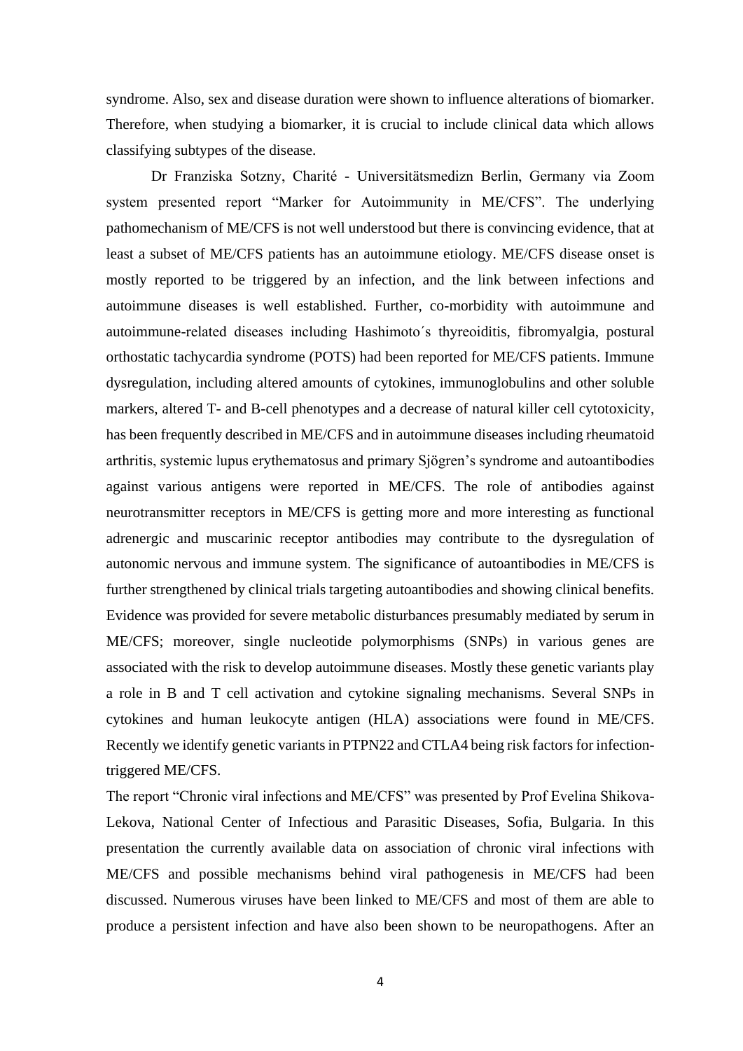syndrome. Also, sex and disease duration were shown to influence alterations of biomarker. Therefore, when studying a biomarker, it is crucial to include clinical data which allows classifying subtypes of the disease.

Dr Franziska Sotzny, Charité - Universitätsmedizn Berlin, Germany via Zoom system presented report "Marker for Autoimmunity in ME/CFS". The underlying pathomechanism of ME/CFS is not well understood but there is convincing evidence, that at least a subset of ME/CFS patients has an autoimmune etiology. ME/CFS disease onset is mostly reported to be triggered by an infection, and the link between infections and autoimmune diseases is well established. Further, co-morbidity with autoimmune and autoimmune-related diseases including Hashimoto´s thyreoiditis, fibromyalgia, postural orthostatic tachycardia syndrome (POTS) had been reported for ME/CFS patients. Immune dysregulation, including altered amounts of cytokines, immunoglobulins and other soluble markers, altered T- and B-cell phenotypes and a decrease of natural killer cell cytotoxicity, has been frequently described in ME/CFS and in autoimmune diseases including rheumatoid arthritis, systemic lupus erythematosus and primary Sjögren's syndrome and autoantibodies against various antigens were reported in ME/CFS. The role of antibodies against neurotransmitter receptors in ME/CFS is getting more and more interesting as functional adrenergic and muscarinic receptor antibodies may contribute to the dysregulation of autonomic nervous and immune system. The significance of autoantibodies in ME/CFS is further strengthened by clinical trials targeting autoantibodies and showing clinical benefits. Evidence was provided for severe metabolic disturbances presumably mediated by serum in ME/CFS; moreover, single nucleotide polymorphisms (SNPs) in various genes are associated with the risk to develop autoimmune diseases. Mostly these genetic variants play a role in B and T cell activation and cytokine signaling mechanisms. Several SNPs in cytokines and human leukocyte antigen (HLA) associations were found in ME/CFS. Recently we identify genetic variants in PTPN22 and CTLA4 being risk factors for infection-triggered ME/CFS.

The report "Chronic viral infections and ME/CFS" was presented by Prof Evelina Shikova-Lekova, National Center of Infectious and Parasitic Diseases, Sofia, Bulgaria. In this presentation the currently available data on association of chronic viral infections with ME/CFS and possible mechanisms behind viral pathogenesis in ME/CFS had been discussed. Numerous viruses have been linked to ME/CFS and most of them are able to produce a persistent infection and have also been shown to be neuropathogens. After an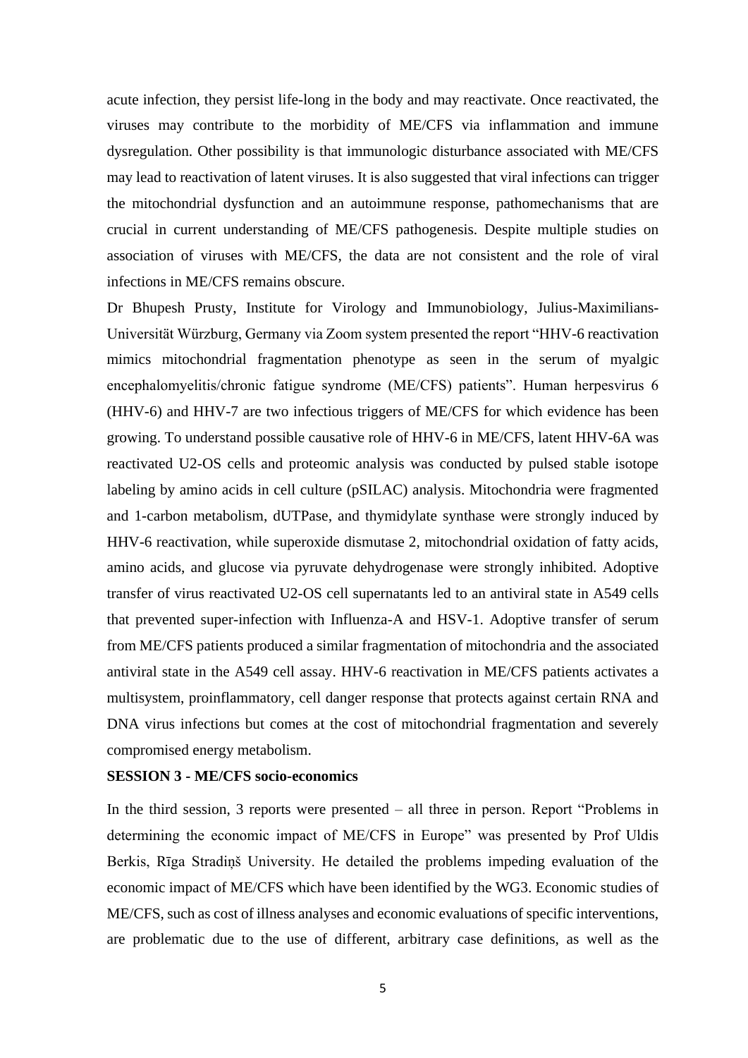acute infection, they persist life-long in the body and may reactivate. Once reactivated, the viruses may contribute to the morbidity of ME/CFS via inflammation and immune dysregulation. Other possibility is that immunologic disturbance associated with ME/CFS may lead to reactivation of latent viruses. It is also suggested that viral infections can trigger the mitochondrial dysfunction and an autoimmune response, pathomechanisms that are crucial in current understanding of ME/CFS pathogenesis. Despite multiple studies on association of viruses with ME/CFS, the data are not consistent and the role of viral infections in ME/CFS remains obscure.

Dr Bhupesh Prusty, Institute for Virology and Immunobiology, Julius-Maximilians-Universität Würzburg, Germany via Zoom system presented the report "HHV-6 reactivation mimics mitochondrial fragmentation phenotype as seen in the serum of myalgic encephalomyelitis/chronic fatigue syndrome (ME/CFS) patients". Human herpesvirus 6 (HHV-6) and HHV-7 are two infectious triggers of ME/CFS for which evidence has been growing. To understand possible causative role of HHV-6 in ME/CFS, latent HHV-6A was reactivated U2-OS cells and proteomic analysis was conducted by pulsed stable isotope labeling by amino acids in cell culture (pSILAC) analysis. Mitochondria were fragmented and 1-carbon metabolism, dUTPase, and thymidylate synthase were strongly induced by HHV-6 reactivation, while superoxide dismutase 2, mitochondrial oxidation of fatty acids, amino acids, and glucose via pyruvate dehydrogenase were strongly inhibited. Adoptive transfer of virus reactivated U2-OS cell supernatants led to an antiviral state in A549 cells that prevented super-infection with Influenza-A and HSV-1. Adoptive transfer of serum from ME/CFS patients produced a similar fragmentation of mitochondria and the associated antiviral state in the A549 cell assay. HHV-6 reactivation in ME/CFS patients activates a multisystem, proinflammatory, cell danger response that protects against certain RNA and DNA virus infections but comes at the cost of mitochondrial fragmentation and severely compromised energy metabolism.

**SESSION 3 - ME/CFS socio-economics**

In the third session, 3 reports were presented – all three in person. Report "Problems in determining the economic impact of ME/CFS in Europe" was presented by Prof Uldis Berkis, Rīga Stradiņš University. He detailed the problems impeding evaluation of the economic impact of ME/CFS which have been identified by the WG3. Economic studies of ME/CFS, such as cost of illness analyses and economic evaluations of specific interventions, are problematic due to the use of different, arbitrary case definitions, as well as the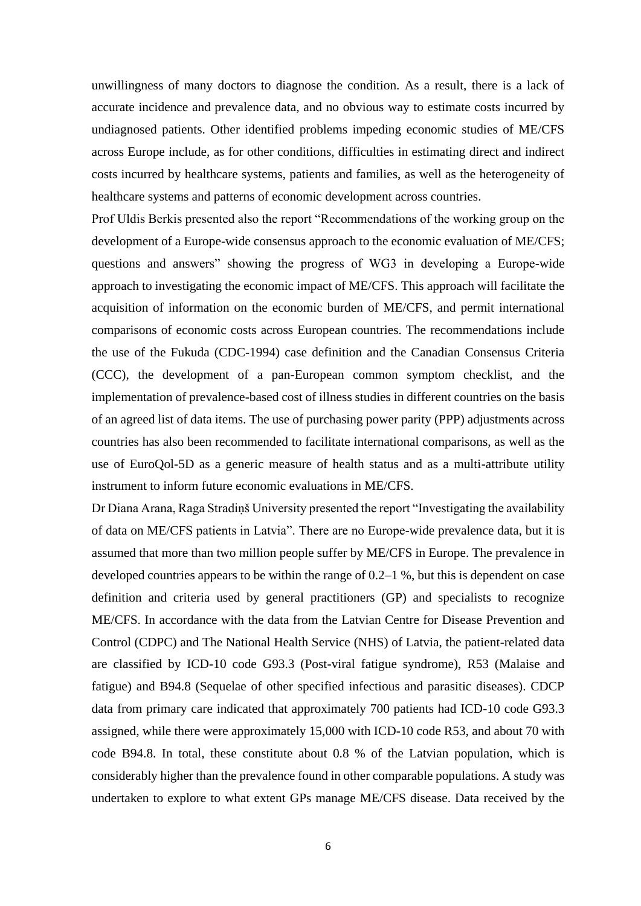unwillingness of many doctors to diagnose the condition. As a result, there is a lack of accurate incidence and prevalence data, and no obvious way to estimate costs incurred by undiagnosed patients. Other identified problems impeding economic studies of ME/CFS across Europe include, as for other conditions, difficulties in estimating direct and indirect costs incurred by healthcare systems, patients and families, as well as the heterogeneity of healthcare systems and patterns of economic development across countries.

Prof Uldis Berkis presented also the report "Recommendations of the working group on the development of a Europe-wide consensus approach to the economic evaluation of ME/CFS; questions and answers" showing the progress of WG3 in developing a Europe-wide approach to investigating the economic impact of ME/CFS. This approach will facilitate the acquisition of information on the economic burden of ME/CFS, and permit international comparisons of economic costs across European countries. The recommendations include the use of the Fukuda (CDC-1994) case definition and the Canadian Consensus Criteria (CCC), the development of a pan-European common symptom checklist, and the implementation of prevalence-based cost of illness studies in different countries on the basis of an agreed list of data items. The use of purchasing power parity (PPP) adjustments across countries has also been recommended to facilitate international comparisons, as well as the use of EuroQol-5D as a generic measure of health status and as a multi-attribute utility instrument to inform future economic evaluations in ME/CFS.

Dr Diana Arana, Raga Stradiņš University presented the report "Investigating the availability of data on ME/CFS patients in Latvia". There are no Europe-wide prevalence data, but it is assumed that more than two million people suffer by ME/CFS in Europe. The prevalence in developed countries appears to be within the range of 0.2–1 %, but this is dependent on case definition and criteria used by general practitioners (GP) and specialists to recognize ME/CFS. In accordance with the data from the Latvian Centre for Disease Prevention and Control (CDPC) and The National Health Service (NHS) of Latvia, the patient-related data are classified by ICD-10 code G93.3 (Post-viral fatigue syndrome), R53 (Malaise and fatigue) and B94.8 (Sequelae of other specified infectious and parasitic diseases). CDCP data from primary care indicated that approximately 700 patients had ICD-10 code G93.3 assigned, while there were approximately 15,000 with ICD-10 code R53, and about 70 with code B94.8. In total, these constitute about 0.8 % of the Latvian population, which is considerably higher than the prevalence found in other comparable populations. A study was undertaken to explore to what extent GPs manage ME/CFS disease. Data received by the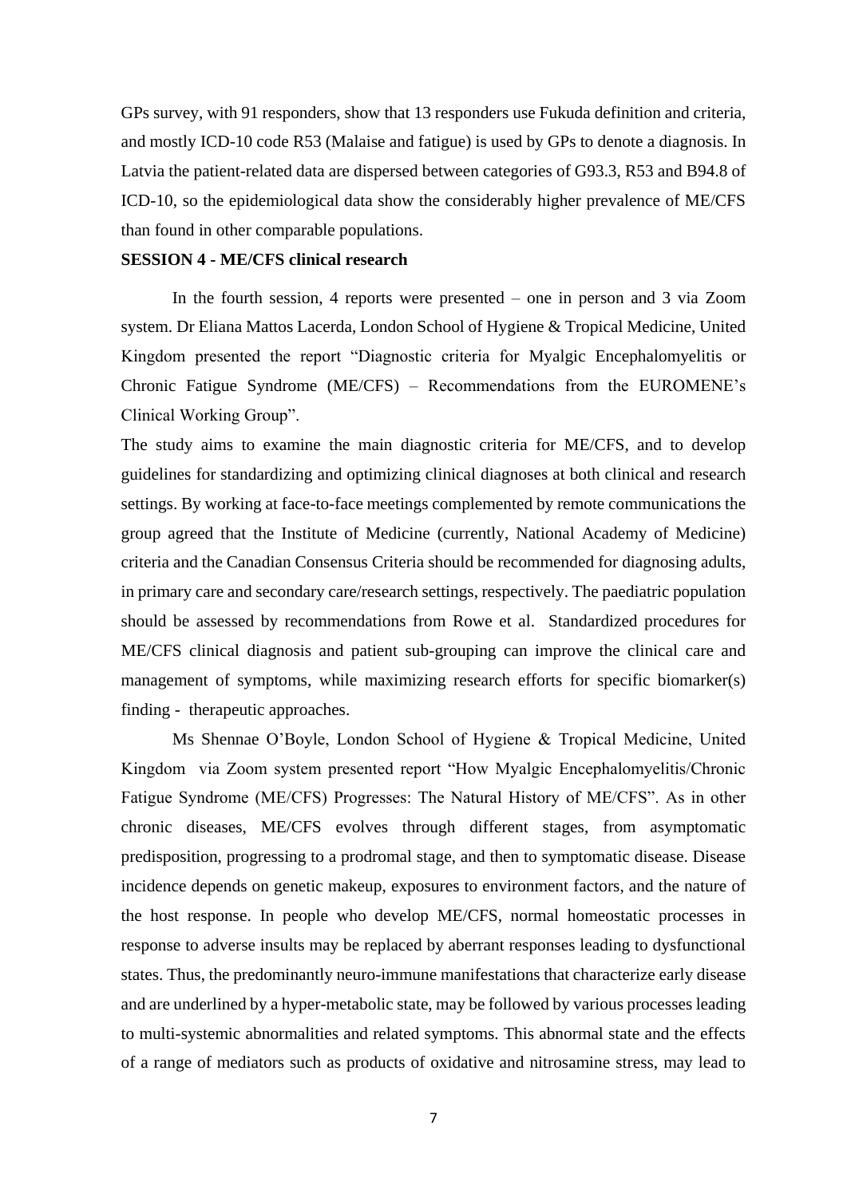GPs survey, with 91 responders, show that 13 responders use Fukuda definition and criteria, and mostly ICD-10 code R53 (Malaise and fatigue) is used by GPs to denote a diagnosis. In Latvia the patient-related data are dispersed between categories of G93.3, R53 and B94.8 of ICD-10, so the epidemiological data show the considerably higher prevalence of ME/CFS than found in other comparable populations.

**SESSION 4 - ME/CFS clinical research**

In the fourth session, 4 reports were presented – one in person and 3 via Zoom system. Dr Eliana Mattos Lacerda, London School of Hygiene & Tropical Medicine, United Kingdom presented the report "Diagnostic criteria for Myalgic Encephalomyelitis or Chronic Fatigue Syndrome (ME/CFS) – Recommendations from the EUROMENE's Clinical Working Group".

The study aims to examine the main diagnostic criteria for ME/CFS, and to develop guidelines for standardizing and optimizing clinical diagnoses at both clinical and research settings. By working at face-to-face meetings complemented by remote communications the group agreed that the Institute of Medicine (currently, National Academy of Medicine) criteria and the Canadian Consensus Criteria should be recommended for diagnosing adults, in primary care and secondary care/research settings, respectively. The paediatric population should be assessed by recommendations from Rowe et al. Standardized procedures for ME/CFS clinical diagnosis and patient sub-grouping can improve the clinical care and management of symptoms, while maximizing research efforts for specific biomarker(s) finding - therapeutic approaches.

Ms Shennae O'Boyle, London School of Hygiene & Tropical Medicine, United Kingdom via Zoom system presented report "How Myalgic Encephalomyelitis/Chronic Fatigue Syndrome (ME/CFS) Progresses: The Natural History of ME/CFS". As in other chronic diseases, ME/CFS evolves through different stages, from asymptomatic predisposition, progressing to a prodromal stage, and then to symptomatic disease. Disease incidence depends on genetic makeup, exposures to environment factors, and the nature of the host response. In people who develop ME/CFS, normal homeostatic processes in response to adverse insults may be replaced by aberrant responses leading to dysfunctional states. Thus, the predominantly neuro-immune manifestations that characterize early disease and are underlined by a hyper-metabolic state, may be followed by various processes leading to multi-systemic abnormalities and related symptoms. This abnormal state and the effects of a range of mediators such as products of oxidative and nitrosamine stress, may lead to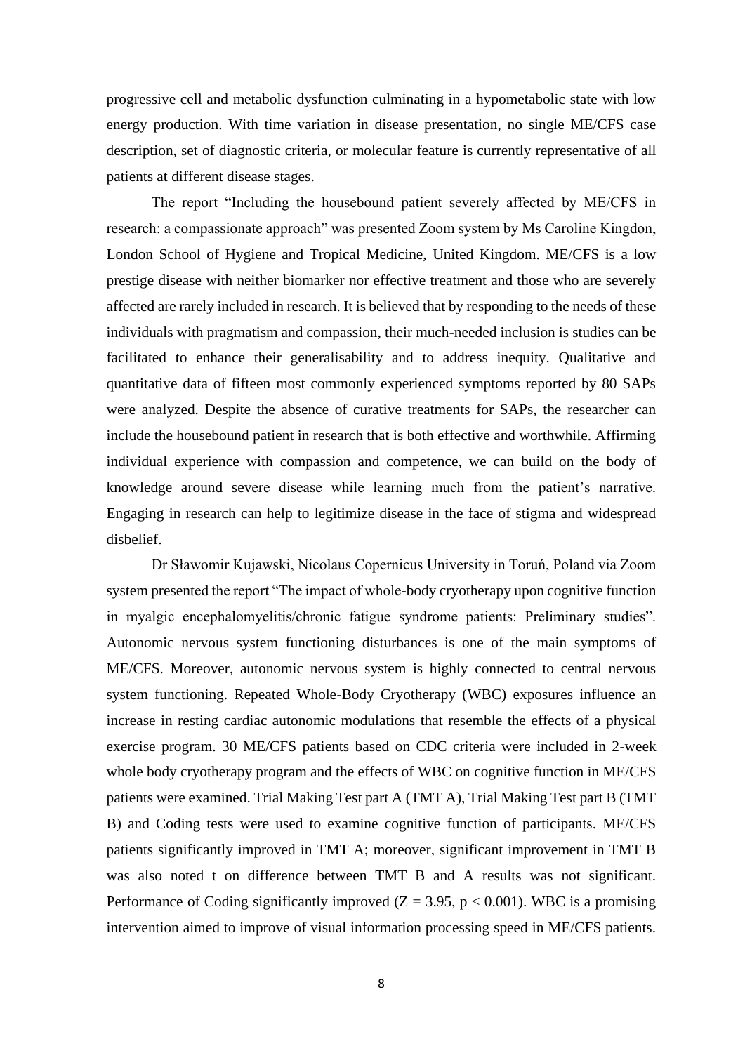progressive cell and metabolic dysfunction culminating in a hypometabolic state with low energy production. With time variation in disease presentation, no single ME/CFS case description, set of diagnostic criteria, or molecular feature is currently representative of all patients at different disease stages.

The report “Including the housebound patient severely affected by ME/CFS in research: a compassionate approach” was presented Zoom system by Ms Caroline Kingdon, London School of Hygiene and Tropical Medicine, United Kingdom. ME/CFS is a low prestige disease with neither biomarker nor effective treatment and those who are severely affected are rarely included in research. It is believed that by responding to the needs of these individuals with pragmatism and compassion, their much-needed inclusion is studies can be facilitated to enhance their generalisability and to address inequity. Qualitative and quantitative data of fifteen most commonly experienced symptoms reported by 80 SAPs were analyzed. Despite the absence of curative treatments for SAPs, the researcher can include the housebound patient in research that is both effective and worthwhile. Affirming individual experience with compassion and competence, we can build on the body of knowledge around severe disease while learning much from the patient’s narrative. Engaging in research can help to legitimize disease in the face of stigma and widespread disbelief.

Dr Sławomir Kujawski, Nicolaus Copernicus University in Toruń, Poland via Zoom system presented the report “The impact of whole-body cryotherapy upon cognitive function in myalgic encephalomyelitis/chronic fatigue syndrome patients: Preliminary studies”. Autonomic nervous system functioning disturbances is one of the main symptoms of ME/CFS. Moreover, autonomic nervous system is highly connected to central nervous system functioning. Repeated Whole-Body Cryotherapy (WBC) exposures influence an increase in resting cardiac autonomic modulations that resemble the effects of a physical exercise program. 30 ME/CFS patients based on CDC criteria were included in 2-week whole body cryotherapy program and the effects of WBC on cognitive function in ME/CFS patients were examined. Trial Making Test part A (TMT A), Trial Making Test part B (TMT B) and Coding tests were used to examine cognitive function of participants. ME/CFS patients significantly improved in TMT A; moreover, significant improvement in TMT B was also noted t on difference between TMT B and A results was not significant. Performance of Coding significantly improved ($Z = 3.95$, $p < 0.001$). WBC is a promising intervention aimed to improve of visual information processing speed in ME/CFS patients.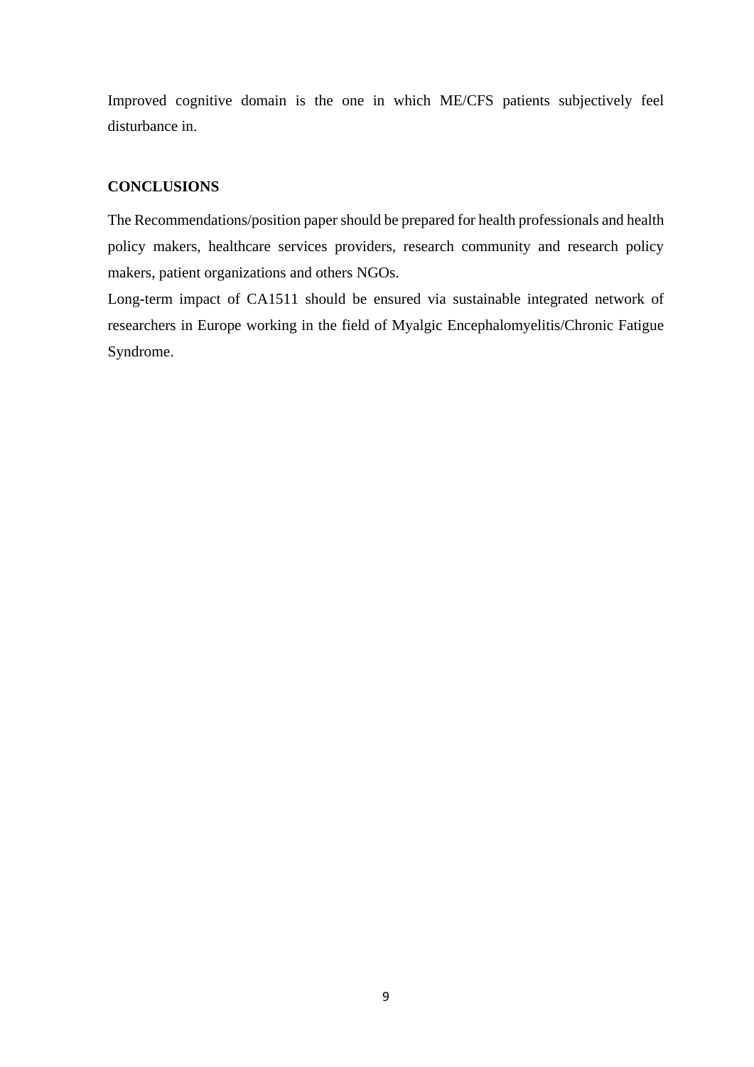Improved cognitive domain is the one in which ME/CFS patients subjectively feel disturbance in.

## CONCLUSIONS

The Recommendations/position paper should be prepared for health professionals and health policy makers, healthcare services providers, research community and research policy makers, patient organizations and others NGOs.

Long-term impact of CA1511 should be ensured via sustainable integrated network of researchers in Europe working in the field of Myalgic Encephalomyelitis/Chronic Fatigue Syndrome.